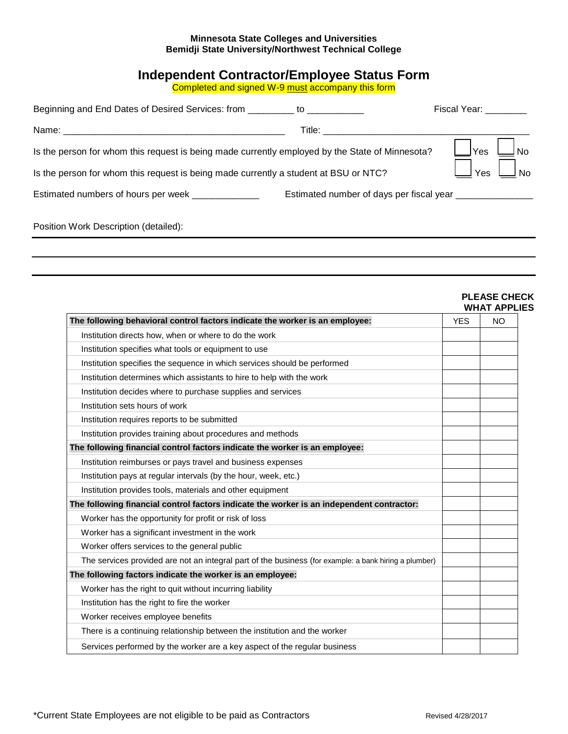**Minnesota State Colleges and Universities**
**Bemidji State University/Northwest Technical College**

# Independent Contractor/Employee Status Form

Completed and signed W-9 must accompany this form

Beginning and End Dates of Desired Services: from _________ to ___________ Fiscal Year: ________

Name: ___________________________________________ Title: ________________________________________

Is the person for whom this request is being made currently employed by the State of Minnesota? ☐ Yes ☐ No

Is the person for whom this request is being made currently a student at BSU or NTC? ☐ Yes ☐ No

Estimated numbers of hours per week _____________ Estimated number of days per fiscal year _______________

Position Work Description (detailed):

______________________________________________________________________________

______________________________________________________________________________

______________________________________________________________________________

**PLEASE CHECK WHAT APPLIES**

| **The following behavioral control factors indicate the worker is an employee:** | YES | NO |
|---|---|---|
| Institution directs how, when or where to do the work | | |
| Institution specifies what tools or equipment to use | | |
| Institution specifies the sequence in which services should be performed | | |
| Institution determines which assistants to hire to help with the work | | |
| Institution decides where to purchase supplies and services | | |
| Institution sets hours of work | | |
| Institution requires reports to be submitted | | |
| Institution provides training about procedures and methods | | |
| **The following financial control factors indicate the worker is an employee:** | | |
| Institution reimburses or pays travel and business expenses | | |
| Institution pays at regular intervals (by the hour, week, etc.) | | |
| Institution provides tools, materials and other equipment | | |
| **The following financial control factors indicate the worker is an independent contractor:** | | |
| Worker has the opportunity for profit or risk of loss | | |
| Worker has a significant investment in the work | | |
| Worker offers services to the general public | | |
| The services provided are not an integral part of the business (for example: a bank hiring a plumber) | | |
| **The following factors indicate the worker is an employee:** | | |
| Worker has the right to quit without incurring liability | | |
| Institution has the right to fire the worker | | |
| Worker receives employee benefits | | |
| There is a continuing relationship between the institution and the worker | | |
| Services performed by the worker are a key aspect of the regular business | | |

*Current State Employees are not eligible to be paid as Contractors

Revised 4/28/2017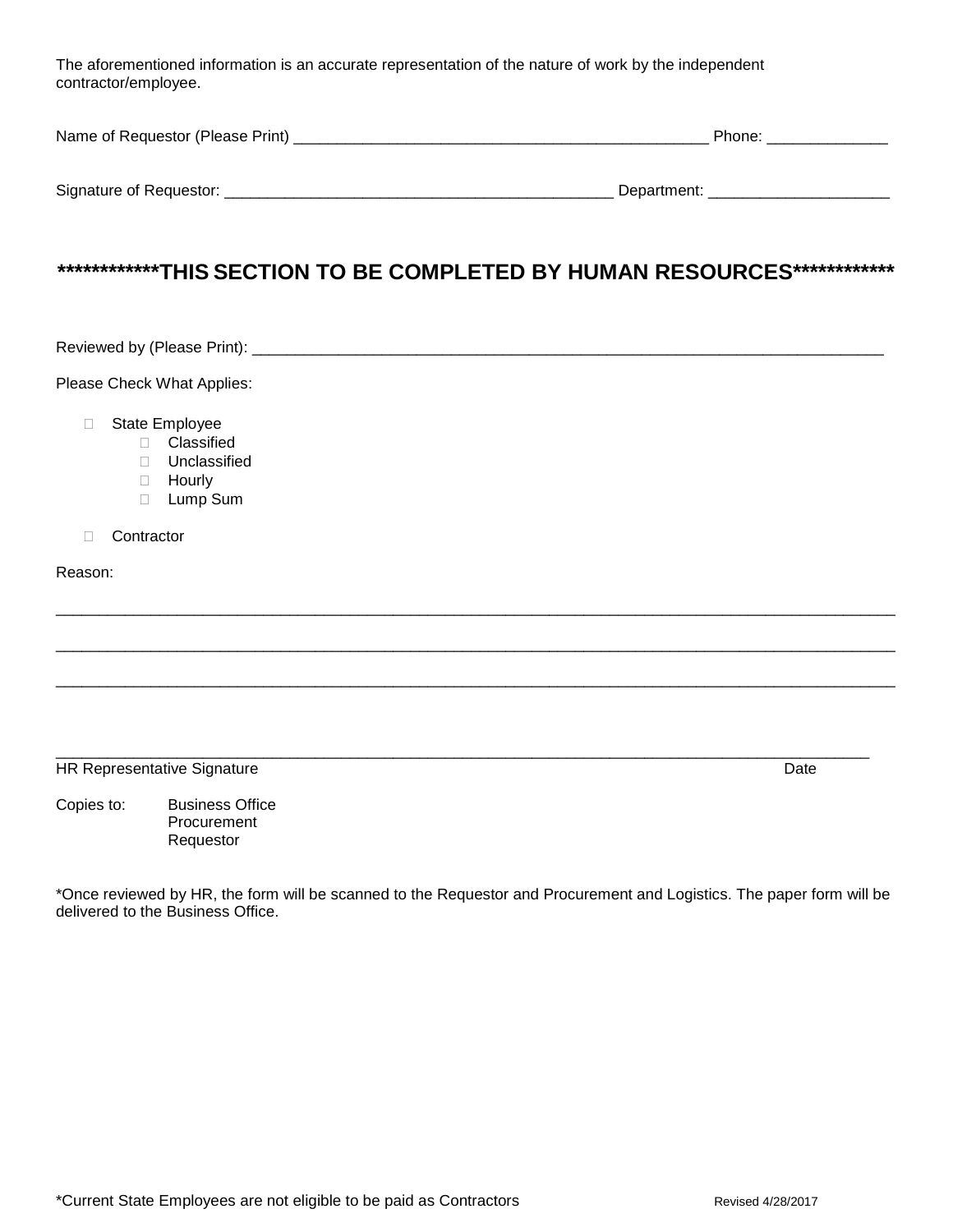The aforementioned information is an accurate representation of the nature of work by the independent contractor/employee.

Name of Requestor (Please Print) _________________________________________________ Phone: ______________

Signature of Requestor: _____________________________________________ Department: _____________________

## ************THIS SECTION TO BE COMPLETED BY HUMAN RESOURCES************

Reviewed by (Please Print): ___________________________________________________________________________

Please Check What Applies:

- ☐ State Employee
  - ☐ Classified
  - ☐ Unclassified
  - ☐ Hourly
  - ☐ Lump Sum
- ☐ Contractor

Reason:

___________________________________________________________________________________________________

___________________________________________________________________________________________________

___________________________________________________________________________________________________

_________________________________________________________________________________________________

HR Representative Signature                                                                                                        Date

Copies to: Business Office
Procurement
Requestor

*Once reviewed by HR, the form will be scanned to the Requestor and Procurement and Logistics. The paper form will be delivered to the Business Office.

*Current State Employees are not eligible to be paid as Contractors

Revised 4/28/2017